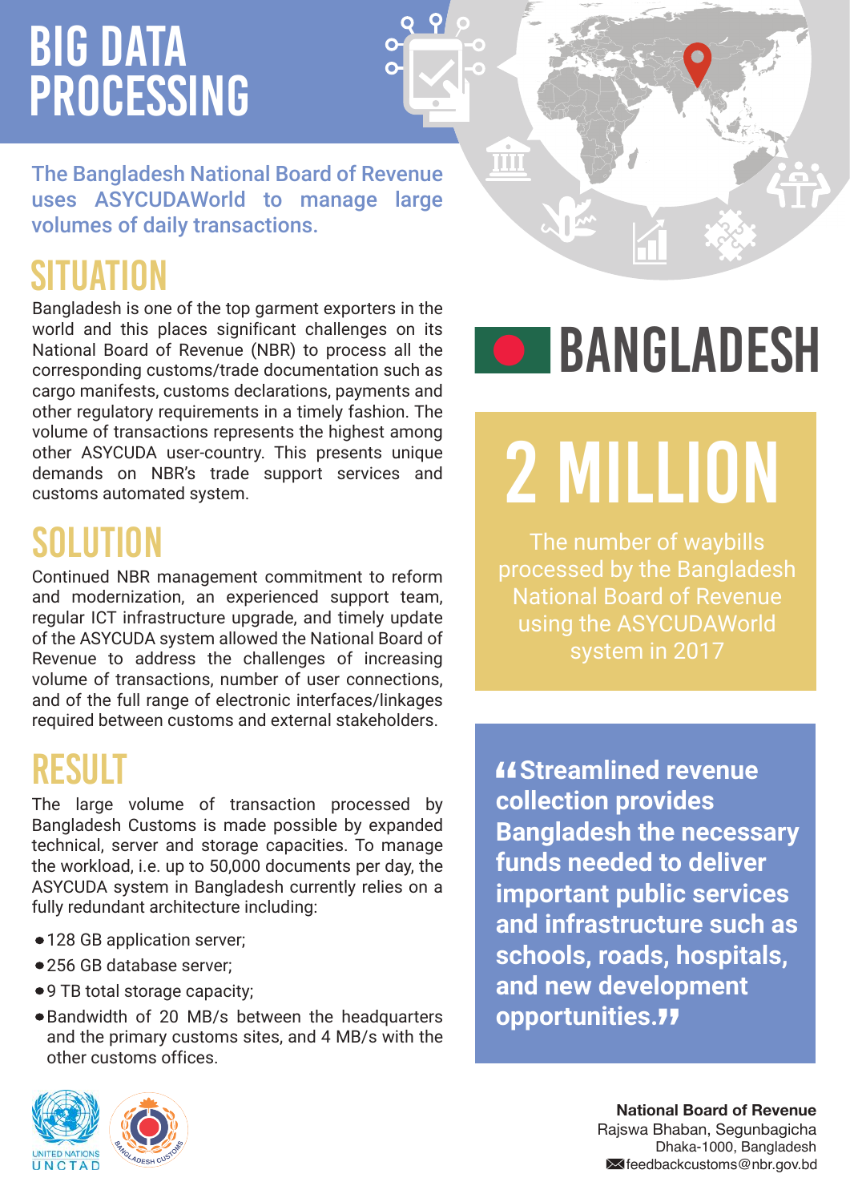# BIG DATA PROCESSING

The Bangladesh National Board of Revenue uses ASYCUDAWorld to manage large volumes of daily transactions.

## SITUATION

Bangladesh is one of the top garment exporters in the world and this places significant challenges on its National Board of Revenue (NBR) to process all the corresponding customs/trade documentation such as cargo manifests, customs declarations, payments and other regulatory requirements in a timely fashion. The volume of transactions represents the highest among other ASYCUDA user-country. This presents unique demands on NBR's trade support services and customs automated system.

## SOLUTION

Continued NBR management commitment to reform and modernization, an experienced support team, regular ICT infrastructure upgrade, and timely update of the ASYCUDA system allowed the National Board of Revenue to address the challenges of increasing volume of transactions, number of user connections, and of the full range of electronic interfaces/linkages required between customs and external stakeholders.

## RESULT

The large volume of transaction processed by Bangladesh Customs is made possible by expanded technical, server and storage capacities. To manage the workload, i.e. up to 50,000 documents per day, the ASYCUDA system in Bangladesh currently relies on a fully redundant architecture including:

- 128 GB application server;
- 256 GB database server;
- 9 TB total storage capacity;
- Bandwidth of 20 MB/s between the headquarters and the primary customs sites, and 4 MB/s with the other customs offices.

UNITED NATIONS UNCTAD

BANGLADESH CUSTOMS

# BANGLADESH

## 2 MILLION

The number of waybills processed by the Bangladesh National Board of Revenue using the ASYCUDAWorld system in 2017

**"Streamlined revenue collection provides Bangladesh the necessary funds needed to deliver important public services and infrastructure such as schools, roads, hospitals, and new development opportunities."**

**National Board of Revenue**
Rajswa Bhaban, Segunbagicha
Dhaka-1000, Bangladesh
feedbackcustoms@nbr.gov.bd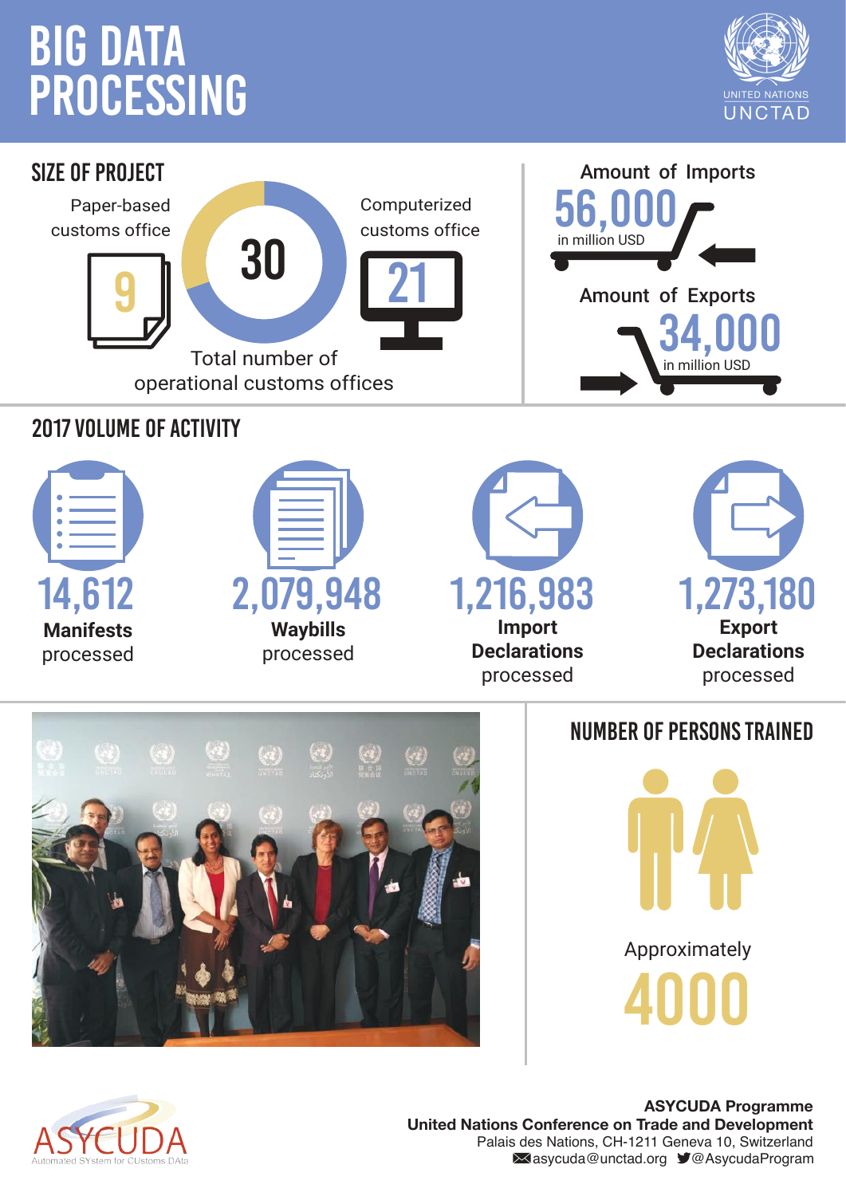# BIG DATA PROCESSING

UNITED NATIONS
UNCTAD

## SIZE OF PROJECT

Paper-based customs office

9

30

Computerized customs office

21

Total number of operational customs offices

Amount of Imports

56,000
in million USD

Amount of Exports

34,000
in million USD

## 2017 VOLUME OF ACTIVITY

**14,612**
**Manifests** processed

**2,079,948**
**Waybills** processed

**1,216,983**
**Import Declarations** processed

**1,273,180**
**Export Declarations** processed

## NUMBER OF PERSONS TRAINED

Approximately

**4000**

ASYCUDA
Automated SYstem for CUstoms DAta

**ASYCUDA Programme**
**United Nations Conference on Trade and Development**
Palais des Nations, CH-1211 Geneva 10, Switzerland
asycuda@unctad.org @AsycudaProgram